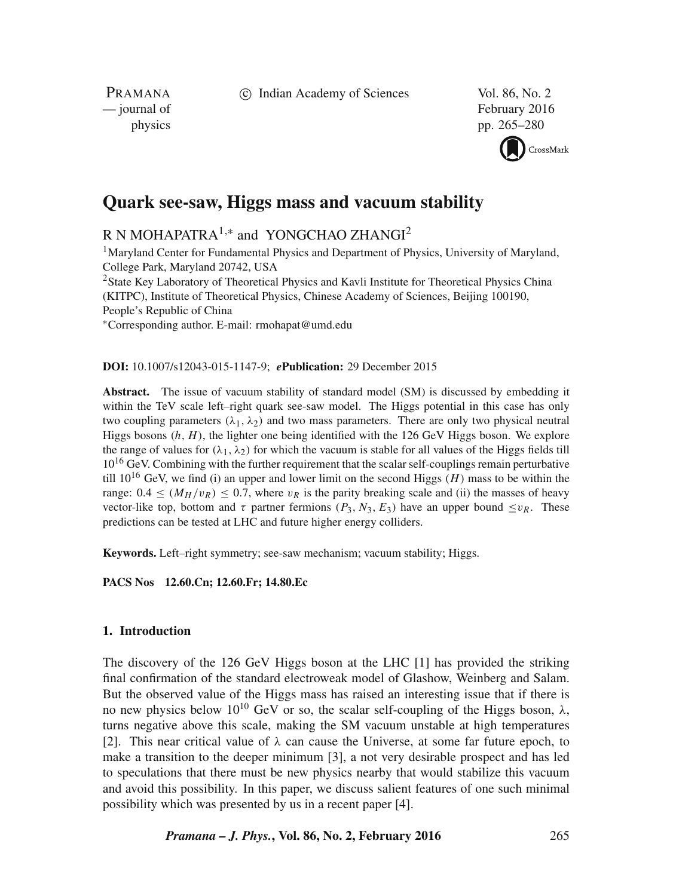# Quark see-saw, Higgs mass and vacuum stability

R N MOHAPATRA[1,*] and YONGCHAO ZHANGI[2]

[1]Maryland Center for Fundamental Physics and Department of Physics, University of Maryland, College Park, Maryland 20742, USA

[2]State Key Laboratory of Theoretical Physics and Kavli Institute for Theoretical Physics China (KITPC), Institute of Theoretical Physics, Chinese Academy of Sciences, Beijing 100190, People's Republic of China

*Corresponding author. E-mail: rmohapat@umd.edu

**DOI:** 10.1007/s12043-015-1147-9; ***e*Publication:** 29 December 2015

**Abstract.** The issue of vacuum stability of standard model (SM) is discussed by embedding it within the TeV scale left–right quark see-saw model. The Higgs potential in this case has only two coupling parameters ($\lambda_1, \lambda_2$) and two mass parameters. There are only two physical neutral Higgs bosons ($h$, $H$), the lighter one being identified with the 126 GeV Higgs boson. We explore the range of values for ($\lambda_1, \lambda_2$) for which the vacuum is stable for all values of the Higgs fields till $10^{16}$ GeV. Combining with the further requirement that the scalar self-couplings remain perturbative till $10^{16}$ GeV, we find (i) an upper and lower limit on the second Higgs ($H$) mass to be within the range: $0.4 \leq (M_H/v_R) \leq 0.7$, where $v_R$ is the parity breaking scale and (ii) the masses of heavy vector-like top, bottom and $\tau$ partner fermions ($P_3, N_3, E_3$) have an upper bound $\leq v_R$. These predictions can be tested at LHC and future higher energy colliders.

**Keywords.** Left–right symmetry; see-saw mechanism; vacuum stability; Higgs.

**PACS Nos** **12.60.Cn; 12.60.Fr; 14.80.Ec**

## 1. Introduction

The discovery of the 126 GeV Higgs boson at the LHC [1] has provided the striking final confirmation of the standard electroweak model of Glashow, Weinberg and Salam. But the observed value of the Higgs mass has raised an interesting issue that if there is no new physics below $10^{10}$ GeV or so, the scalar self-coupling of the Higgs boson, $\lambda$, turns negative above this scale, making the SM vacuum unstable at high temperatures [2]. This near critical value of $\lambda$ can cause the Universe, at some far future epoch, to make a transition to the deeper minimum [3], a not very desirable prospect and has led to speculations that there must be new physics nearby that would stabilize this vacuum and avoid this possibility. In this paper, we discuss salient features of one such minimal possibility which was presented by us in a recent paper [4].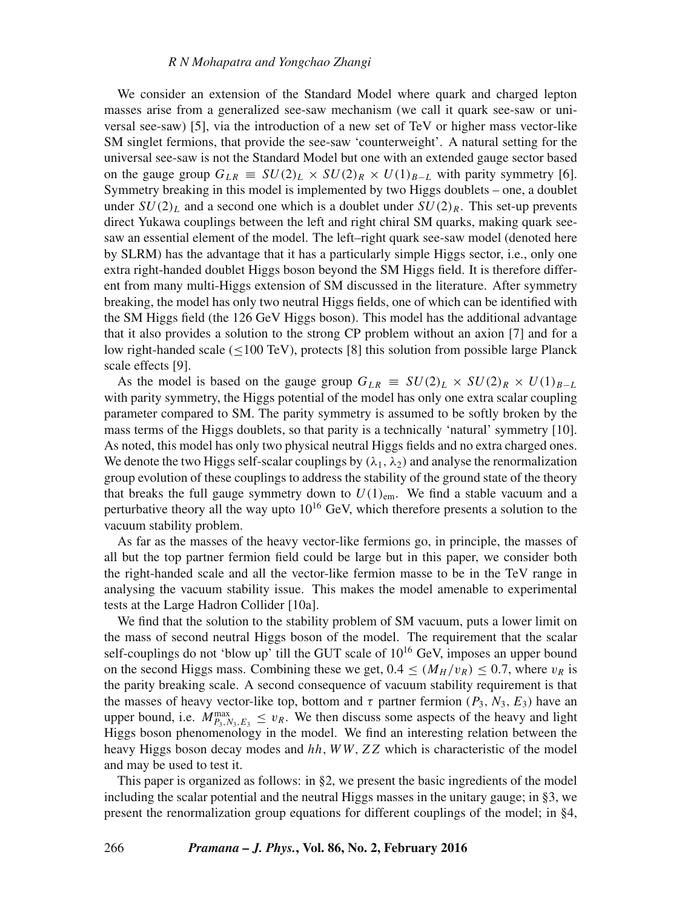We consider an extension of the Standard Model where quark and charged lepton masses arise from a generalized see-saw mechanism (we call it quark see-saw or universal see-saw) [5], via the introduction of a new set of TeV or higher mass vector-like SM singlet fermions, that provide the see-saw 'counterweight'. A natural setting for the universal see-saw is not the Standard Model but one with an extended gauge sector based on the gauge group $G_{LR} \equiv SU(2)_L \times SU(2)_R \times U(1)_{B-L}$ with parity symmetry [6]. Symmetry breaking in this model is implemented by two Higgs doublets – one, a doublet under $SU(2)_L$ and a second one which is a doublet under $SU(2)_R$. This set-up prevents direct Yukawa couplings between the left and right chiral SM quarks, making quark see-saw an essential element of the model. The left–right quark see-saw model (denoted here by SLRM) has the advantage that it has a particularly simple Higgs sector, i.e., only one extra right-handed doublet Higgs boson beyond the SM Higgs field. It is therefore different from many multi-Higgs extension of SM discussed in the literature. After symmetry breaking, the model has only two neutral Higgs fields, one of which can be identified with the SM Higgs field (the 126 GeV Higgs boson). This model has the additional advantage that it also provides a solution to the strong CP problem without an axion [7] and for a low right-handed scale ($\leq$100 TeV), protects [8] this solution from possible large Planck scale effects [9].

As the model is based on the gauge group $G_{LR} \equiv SU(2)_L \times SU(2)_R \times U(1)_{B-L}$ with parity symmetry, the Higgs potential of the model has only one extra scalar coupling parameter compared to SM. The parity symmetry is assumed to be softly broken by the mass terms of the Higgs doublets, so that parity is a technically 'natural' symmetry [10]. As noted, this model has only two physical neutral Higgs fields and no extra charged ones. We denote the two Higgs self-scalar couplings by $(\lambda_1, \lambda_2)$ and analyse the renormalization group evolution of these couplings to address the stability of the ground state of the theory that breaks the full gauge symmetry down to $U(1)_{\text{em}}$. We find a stable vacuum and a perturbative theory all the way upto $10^{16}$ GeV, which therefore presents a solution to the vacuum stability problem.

As far as the masses of the heavy vector-like fermions go, in principle, the masses of all but the top partner fermion field could be large but in this paper, we consider both the right-handed scale and all the vector-like fermion masse to be in the TeV range in analysing the vacuum stability issue. This makes the model amenable to experimental tests at the Large Hadron Collider [10a].

We find that the solution to the stability problem of SM vacuum, puts a lower limit on the mass of second neutral Higgs boson of the model. The requirement that the scalar self-couplings do not 'blow up' till the GUT scale of $10^{16}$ GeV, imposes an upper bound on the second Higgs mass. Combining these we get, $0.4 \leq (M_H/v_R) \leq 0.7$, where $v_R$ is the parity breaking scale. A second consequence of vacuum stability requirement is that the masses of heavy vector-like top, bottom and $\tau$ partner fermion ($P_3$, $N_3$, $E_3$) have an upper bound, i.e. $M^{\text{max}}_{P_3,N_3,E_3} \leq v_R$. We then discuss some aspects of the heavy and light Higgs boson phenomenology in the model. We find an interesting relation between the heavy Higgs boson decay modes and $hh$, $WW$, $ZZ$ which is characteristic of the model and may be used to test it.

This paper is organized as follows: in §2, we present the basic ingredients of the model including the scalar potential and the neutral Higgs masses in the unitary gauge; in §3, we present the renormalization group equations for different couplings of the model; in §4,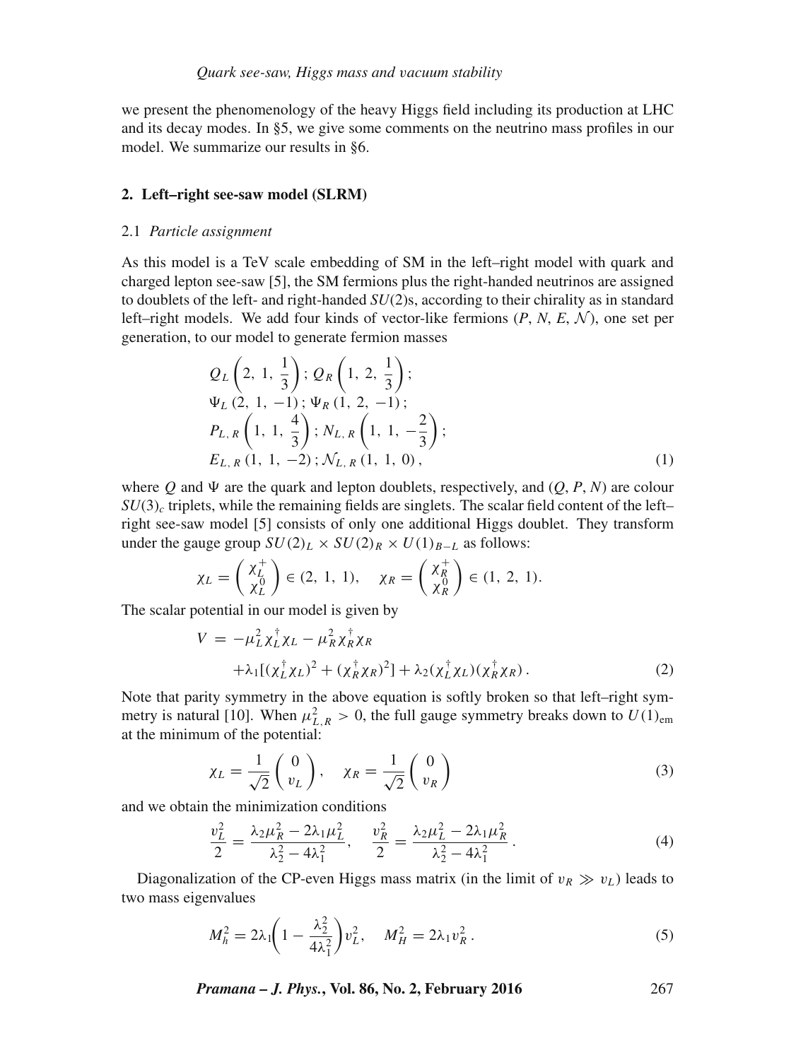we present the phenomenology of the heavy Higgs field including its production at LHC and its decay modes. In §5, we give some comments on the neutrino mass profiles in our model. We summarize our results in §6.

## 2. Left–right see-saw model (SLRM)

### 2.1 *Particle assignment*

As this model is a TeV scale embedding of SM in the left–right model with quark and charged lepton see-saw [5], the SM fermions plus the right-handed neutrinos are assigned to doublets of the left- and right-handed $SU(2)$s, according to their chirality as in standard left–right models. We add four kinds of vector-like fermions ($P$, $N$, $E$, $\mathcal{N}$), one set per generation, to our model to generate fermion masses

$$
\begin{aligned}
&Q_L\left(2,\ 1,\ \frac{1}{3}\right);\ Q_R\left(1,\ 2,\ \frac{1}{3}\right);\\
&\Psi_L\ (2,\ 1,\ -1);\ \Psi_R\ (1,\ 2,\ -1);\\
&P_{L,\,R}\left(1,\ 1,\ \frac{4}{3}\right);\ N_{L,\,R}\left(1,\ 1,\ -\frac{2}{3}\right);\\
&E_{L,\,R}\ (1,\ 1,\ -2);\ \mathcal{N}_{L,\,R}\ (1,\ 1,\ 0),
\end{aligned}
\tag{1}
$$

where $Q$ and $\Psi$ are the quark and lepton doublets, respectively, and ($Q$, $P$, $N$) are colour $SU(3)_c$ triplets, while the remaining fields are singlets. The scalar field content of the left–right see-saw model [5] consists of only one additional Higgs doublet. They transform under the gauge group $SU(2)_L \times SU(2)_R \times U(1)_{B-L}$ as follows:

$$
\chi_L = \begin{pmatrix} \chi_L^+ \\ \chi_L^0 \end{pmatrix} \in (2,\ 1,\ 1), \quad \chi_R = \begin{pmatrix} \chi_R^+ \\ \chi_R^0 \end{pmatrix} \in (1,\ 2,\ 1).
$$

The scalar potential in our model is given by

$$
\begin{aligned}
V =& -\mu_L^2 \chi_L^\dagger \chi_L - \mu_R^2 \chi_R^\dagger \chi_R \\
&+ \lambda_1 [(\chi_L^\dagger \chi_L)^2 + (\chi_R^\dagger \chi_R)^2] + \lambda_2 (\chi_L^\dagger \chi_L)(\chi_R^\dagger \chi_R).
\end{aligned}
\tag{2}
$$

Note that parity symmetry in the above equation is softly broken so that left–right symmetry is natural [10]. When $\mu_{L,R}^2 > 0$, the full gauge symmetry breaks down to $U(1)_{\rm em}$ at the minimum of the potential:

$$
\chi_L = \frac{1}{\sqrt{2}} \begin{pmatrix} 0 \\ v_L \end{pmatrix}, \quad \chi_R = \frac{1}{\sqrt{2}} \begin{pmatrix} 0 \\ v_R \end{pmatrix}
\tag{3}
$$

and we obtain the minimization conditions

$$
\frac{v_L^2}{2} = \frac{\lambda_2 \mu_R^2 - 2\lambda_1 \mu_L^2}{\lambda_2^2 - 4\lambda_1^2}, \quad \frac{v_R^2}{2} = \frac{\lambda_2 \mu_L^2 - 2\lambda_1 \mu_R^2}{\lambda_2^2 - 4\lambda_1^2}.
\tag{4}
$$

Diagonalization of the CP-even Higgs mass matrix (in the limit of $v_R \gg v_L$) leads to two mass eigenvalues

$$
M_h^2 = 2\lambda_1 \left(1 - \frac{\lambda_2^2}{4\lambda_1^2}\right) v_L^2, \quad M_H^2 = 2\lambda_1 v_R^2.
\tag{5}
$$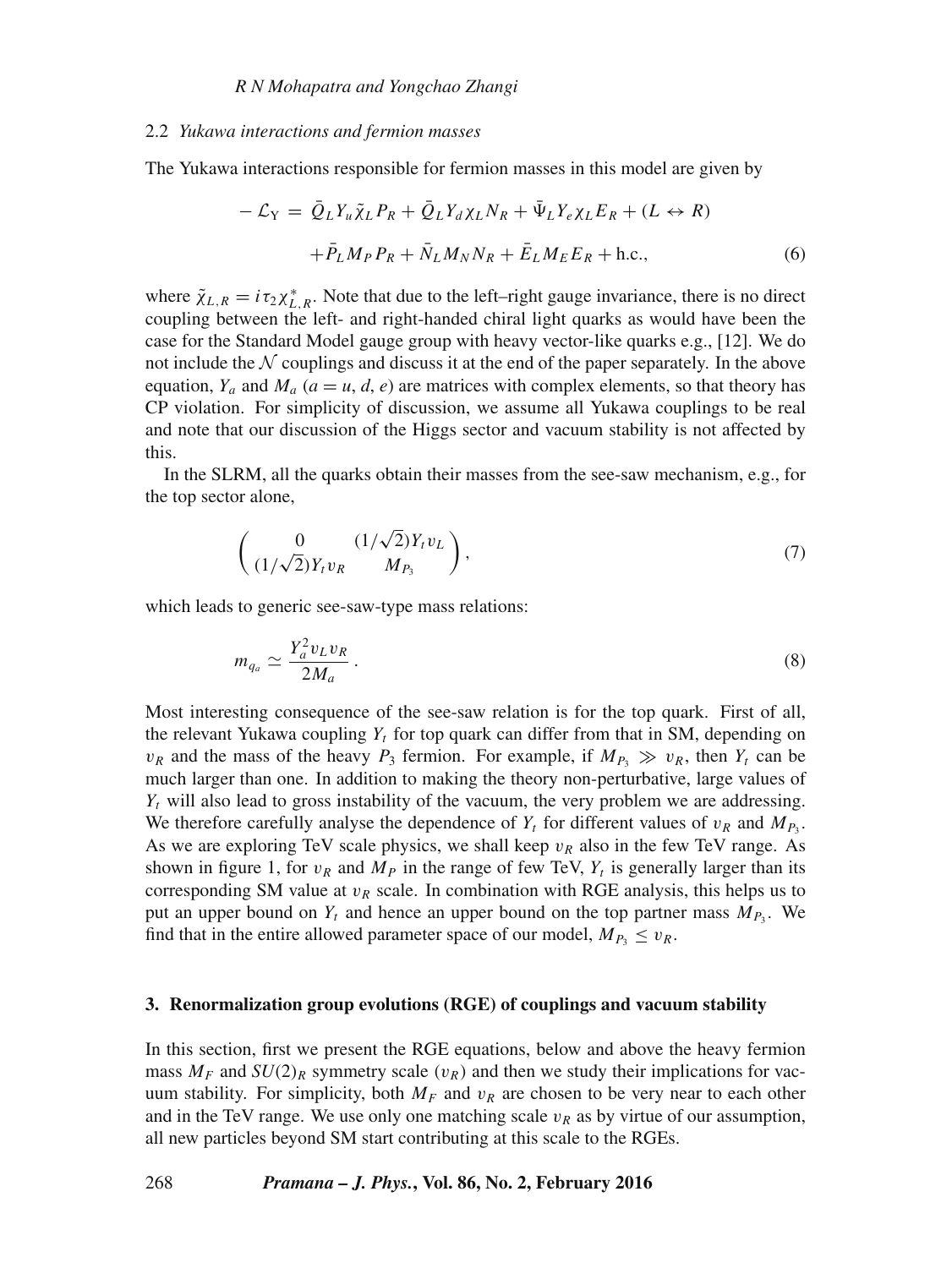### 2.2 *Yukawa interactions and fermion masses*

The Yukawa interactions responsible for fermion masses in this model are given by

$$
\begin{aligned}
-\mathcal{L}_{\rm Y} = &\ \bar{Q}_L Y_u \tilde{\chi}_L P_R + \bar{Q}_L Y_d \chi_L N_R + \bar{\Psi}_L Y_e \chi_L E_R + (L \leftrightarrow R) \\
&+ \bar{P}_L M_P P_R + \bar{N}_L M_N N_R + \bar{E}_L M_E E_R + \text{h.c.}, \qquad (6)
\end{aligned}
$$

where $\tilde{\chi}_{L,R} = i\tau_2 \chi^*_{L,R}$. Note that due to the left–right gauge invariance, there is no direct coupling between the left- and right-handed chiral light quarks as would have been the case for the Standard Model gauge group with heavy vector-like quarks e.g., [12]. We do not include the $\mathcal{N}$ couplings and discuss it at the end of the paper separately. In the above equation, $Y_a$ and $M_a$ ($a = u, d, e$) are matrices with complex elements, so that theory has CP violation. For simplicity of discussion, we assume all Yukawa couplings to be real and note that our discussion of the Higgs sector and vacuum stability is not affected by this.

In the SLRM, all the quarks obtain their masses from the see-saw mechanism, e.g., for the top sector alone,

$$
\begin{pmatrix} 0 & (1/\sqrt{2}) Y_t v_L \\ (1/\sqrt{2}) Y_t v_R & M_{P_3} \end{pmatrix}, \tag{7}
$$

which leads to generic see-saw-type mass relations:

$$
m_{q_a} \simeq \frac{Y_a^2 v_L v_R}{2 M_a}\,. \tag{8}
$$

Most interesting consequence of the see-saw relation is for the top quark. First of all, the relevant Yukawa coupling $Y_t$ for top quark can differ from that in SM, depending on $v_R$ and the mass of the heavy $P_3$ fermion. For example, if $M_{P_3} \gg v_R$, then $Y_t$ can be much larger than one. In addition to making the theory non-perturbative, large values of $Y_t$ will also lead to gross instability of the vacuum, the very problem we are addressing. We therefore carefully analyse the dependence of $Y_t$ for different values of $v_R$ and $M_{P_3}$. As we are exploring TeV scale physics, we shall keep $v_R$ also in the few TeV range. As shown in figure 1, for $v_R$ and $M_P$ in the range of few TeV, $Y_t$ is generally larger than its corresponding SM value at $v_R$ scale. In combination with RGE analysis, this helps us to put an upper bound on $Y_t$ and hence an upper bound on the top partner mass $M_{P_3}$. We find that in the entire allowed parameter space of our model, $M_{P_3} \le v_R$.

## 3. Renormalization group evolutions (RGE) of couplings and vacuum stability

In this section, first we present the RGE equations, below and above the heavy fermion mass $M_F$ and $SU(2)_R$ symmetry scale ($v_R$) and then we study their implications for vacuum stability. For simplicity, both $M_F$ and $v_R$ are chosen to be very near to each other and in the TeV range. We use only one matching scale $v_R$ as by virtue of our assumption, all new particles beyond SM start contributing at this scale to the RGEs.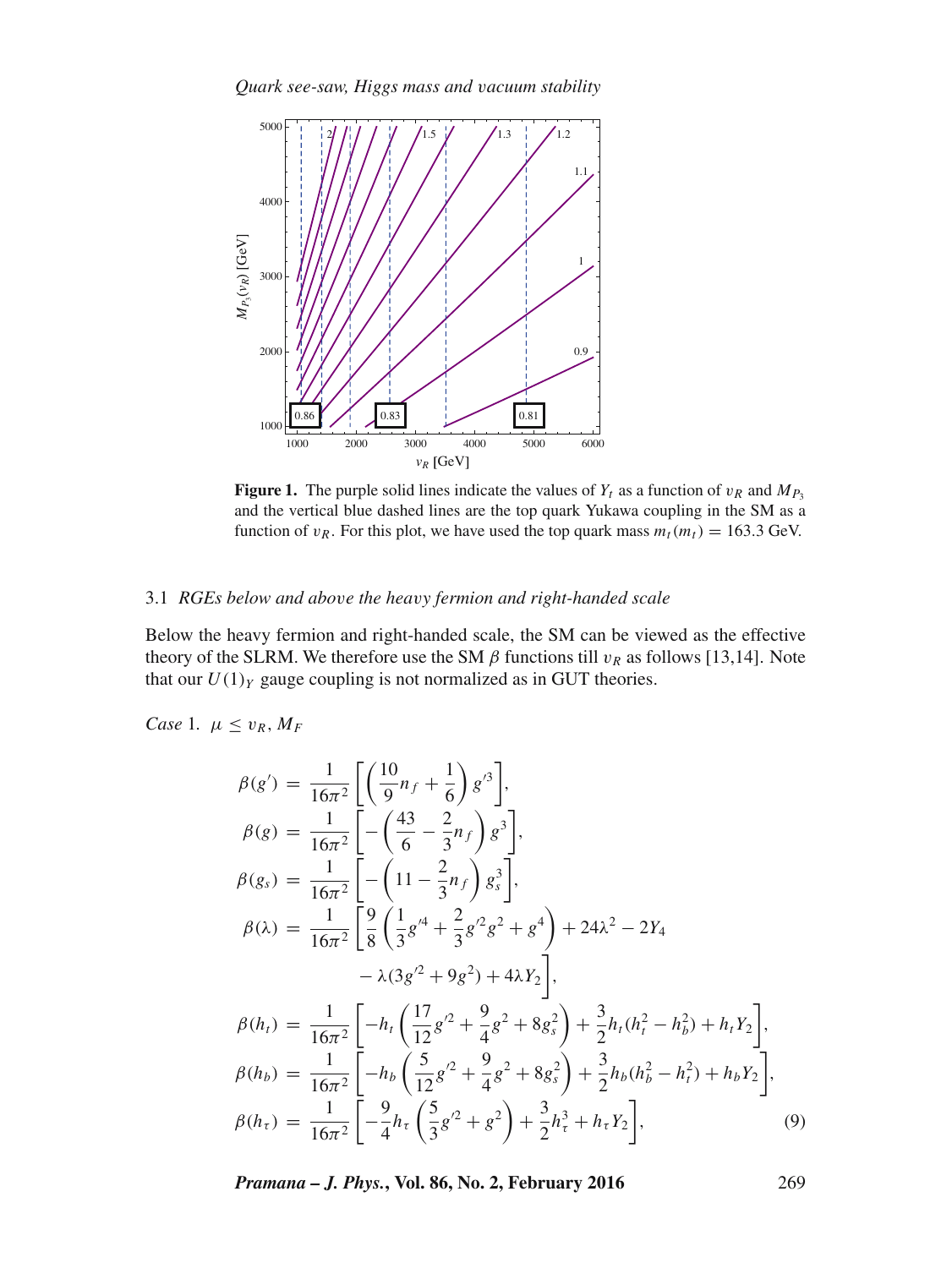**Figure 1.** The purple solid lines indicate the values of $Y_t$ as a function of $v_R$ and $M_{P_3}$ and the vertical blue dashed lines are the top quark Yukawa coupling in the SM as a function of $v_R$. For this plot, we have used the top quark mass $m_t(m_t) = 163.3$ GeV.

### 3.1 *RGEs below and above the heavy fermion and right-handed scale*

Below the heavy fermion and right-handed scale, the SM can be viewed as the effective theory of the SLRM. We therefore use the SM $\beta$ functions till $v_R$ as follows [13,14]. Note that our $U(1)_Y$ gauge coupling is not normalized as in GUT theories.

*Case* 1. $\mu \leq v_R, M_F$

$$
\begin{aligned}
\beta(g') &= \frac{1}{16\pi^2}\left[\left(\frac{10}{9}n_f + \frac{1}{6}\right)g'^3\right],\\
\beta(g) &= \frac{1}{16\pi^2}\left[-\left(\frac{43}{6} - \frac{2}{3}n_f\right)g^3\right],\\
\beta(g_s) &= \frac{1}{16\pi^2}\left[-\left(11 - \frac{2}{3}n_f\right)g_s^3\right],\\
\beta(\lambda) &= \frac{1}{16\pi^2}\left[\frac{9}{8}\left(\frac{1}{3}g'^4 + \frac{2}{3}g'^2 g^2 + g^4\right) + 24\lambda^2 - 2Y_4\right.\\
&\qquad\left. - \lambda(3g'^2 + 9g^2) + 4\lambda Y_2\right],\\
\beta(h_t) &= \frac{1}{16\pi^2}\left[-h_t\left(\frac{17}{12}g'^2 + \frac{9}{4}g^2 + 8g_s^2\right) + \frac{3}{2}h_t(h_t^2 - h_b^2) + h_t Y_2\right],\\
\beta(h_b) &= \frac{1}{16\pi^2}\left[-h_b\left(\frac{5}{12}g'^2 + \frac{9}{4}g^2 + 8g_s^2\right) + \frac{3}{2}h_b(h_b^2 - h_t^2) + h_b Y_2\right],\\
\beta(h_\tau) &= \frac{1}{16\pi^2}\left[-\frac{9}{4}h_\tau\left(\frac{5}{3}g'^2 + g^2\right) + \frac{3}{2}h_\tau^3 + h_\tau Y_2\right],
\end{aligned}
\tag{9}
$$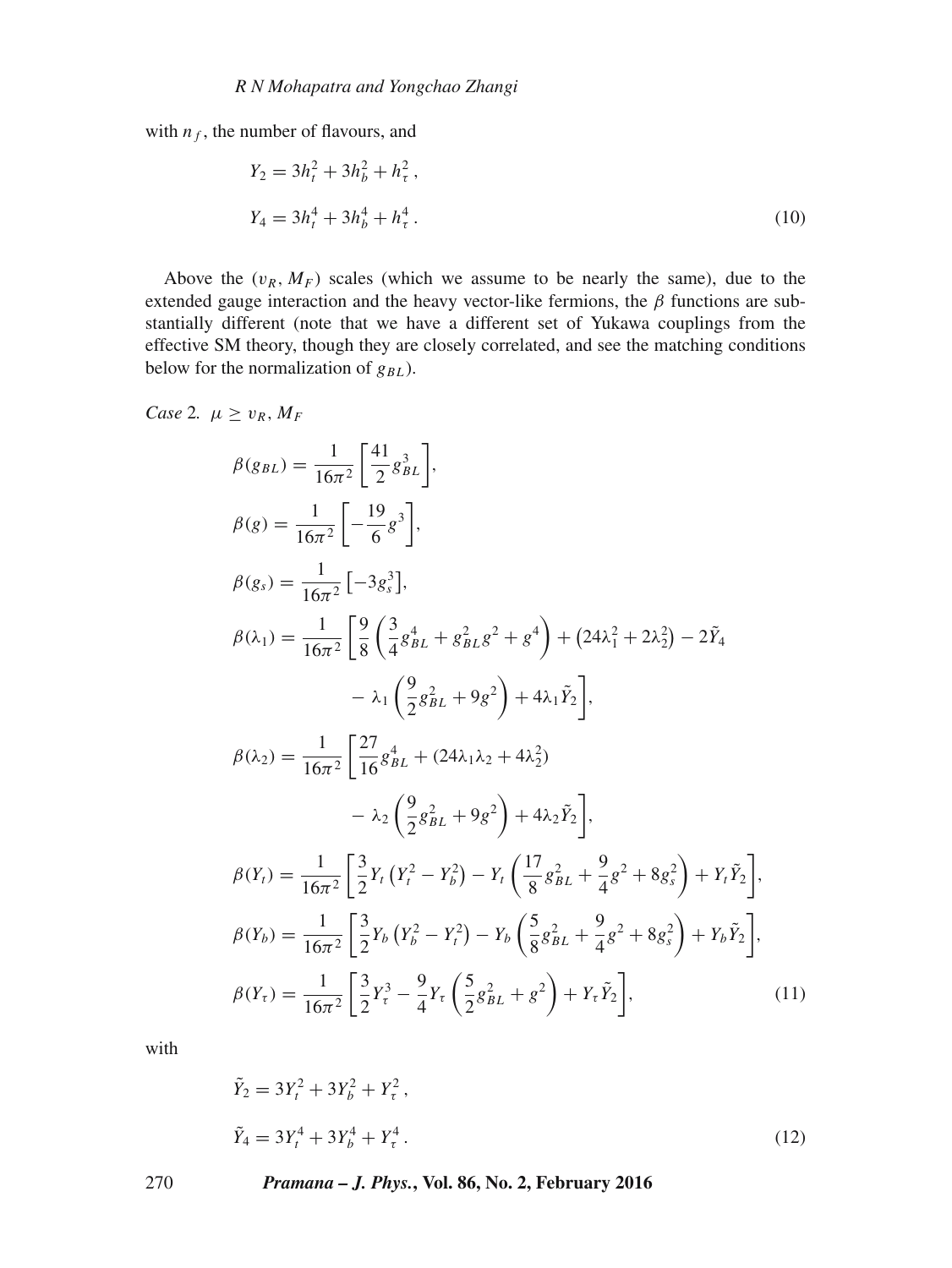with $n_f$, the number of flavours, and

$$
\begin{aligned}
Y_2 &= 3h_t^2 + 3h_b^2 + h_\tau^2\,, \\
Y_4 &= 3h_t^4 + 3h_b^4 + h_\tau^4\,.
\end{aligned}
\tag{10}
$$

Above the $(v_R, M_F)$ scales (which we assume to be nearly the same), due to the extended gauge interaction and the heavy vector-like fermions, the $\beta$ functions are substantially different (note that we have a different set of Yukawa couplings from the effective SM theory, though they are closely correlated, and see the matching conditions below for the normalization of $g_{BL}$).

*Case* 2. $\mu \geq v_R, M_F$

$$
\begin{aligned}
\beta(g_{BL}) &= \frac{1}{16\pi^2}\left[\frac{41}{2}g_{BL}^3\right], \\
\beta(g) &= \frac{1}{16\pi^2}\left[-\frac{19}{6}g^3\right], \\
\beta(g_s) &= \frac{1}{16\pi^2}\left[-3g_s^3\right], \\
\beta(\lambda_1) &= \frac{1}{16\pi^2}\left[\frac{9}{8}\left(\frac{3}{4}g_{BL}^4 + g_{BL}^2 g^2 + g^4\right) + \left(24\lambda_1^2 + 2\lambda_2^2\right) - 2\tilde{Y}_4 \right. \\
&\qquad \left. -\ \lambda_1\left(\frac{9}{2}g_{BL}^2 + 9g^2\right) + 4\lambda_1 \tilde{Y}_2\right], \\
\beta(\lambda_2) &= \frac{1}{16\pi^2}\left[\frac{27}{16}g_{BL}^4 + (24\lambda_1\lambda_2 + 4\lambda_2^2) \right. \\
&\qquad \left. -\ \lambda_2\left(\frac{9}{2}g_{BL}^2 + 9g^2\right) + 4\lambda_2 \tilde{Y}_2\right], \\
\beta(Y_t) &= \frac{1}{16\pi^2}\left[\frac{3}{2}Y_t\left(Y_t^2 - Y_b^2\right) - Y_t\left(\frac{17}{8}g_{BL}^2 + \frac{9}{4}g^2 + 8g_s^2\right) + Y_t\tilde{Y}_2\right], \\
\beta(Y_b) &= \frac{1}{16\pi^2}\left[\frac{3}{2}Y_b\left(Y_b^2 - Y_t^2\right) - Y_b\left(\frac{5}{8}g_{BL}^2 + \frac{9}{4}g^2 + 8g_s^2\right) + Y_b\tilde{Y}_2\right], \\
\beta(Y_\tau) &= \frac{1}{16\pi^2}\left[\frac{3}{2}Y_\tau^3 - \frac{9}{4}Y_\tau\left(\frac{5}{2}g_{BL}^2 + g^2\right) + Y_\tau\tilde{Y}_2\right],
\end{aligned}
\tag{11}
$$

with

$$
\begin{aligned}
\tilde{Y}_2 &= 3Y_t^2 + 3Y_b^2 + Y_\tau^2\,, \\
\tilde{Y}_4 &= 3Y_t^4 + 3Y_b^4 + Y_\tau^4\,.
\end{aligned}
\tag{12}
$$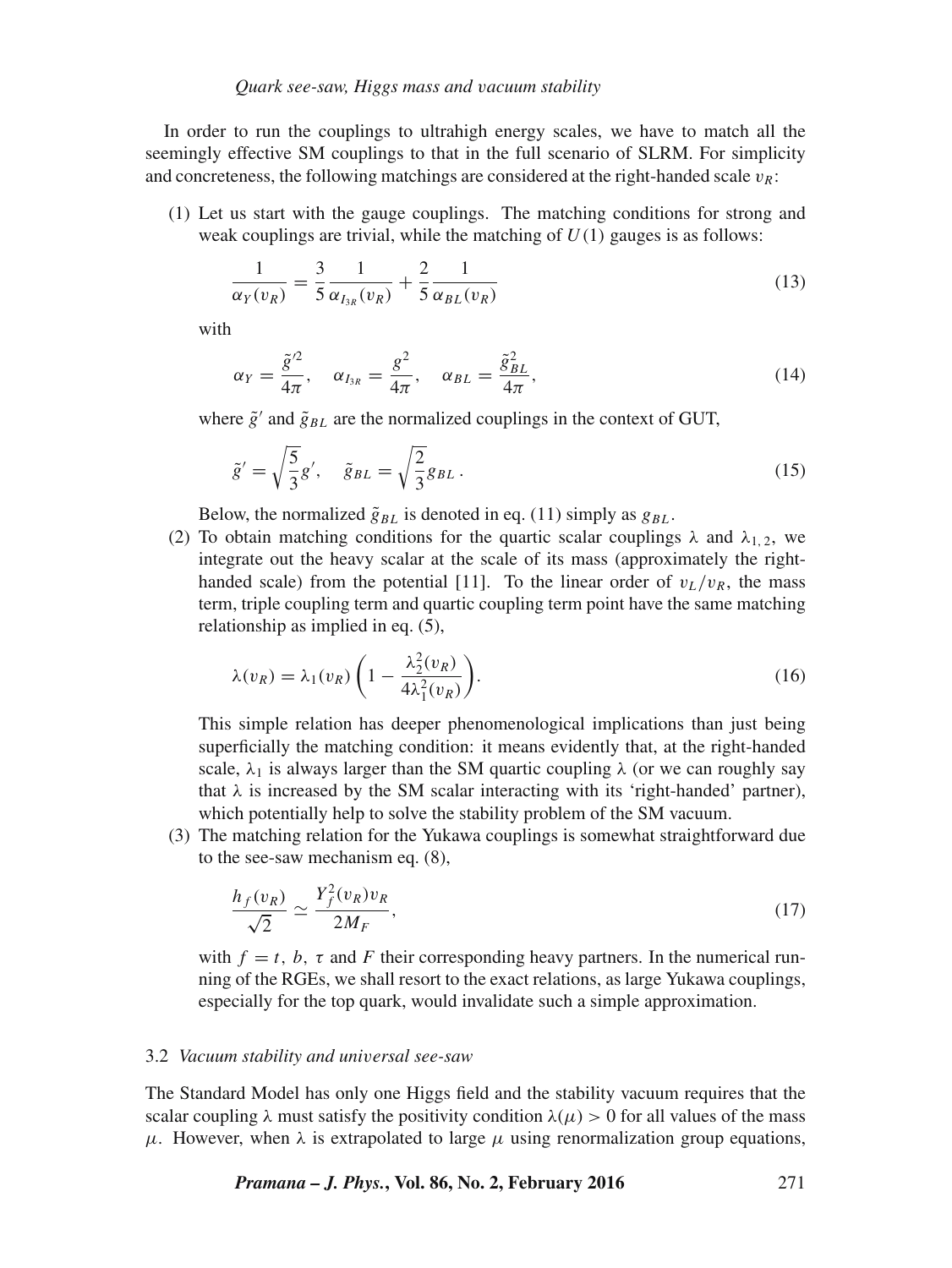In order to run the couplings to ultrahigh energy scales, we have to match all the seemingly effective SM couplings to that in the full scenario of SLRM. For simplicity and concreteness, the following matchings are considered at the right-handed scale $v_R$:

(1) Let us start with the gauge couplings. The matching conditions for strong and weak couplings are trivial, while the matching of $U(1)$ gauges is as follows:

$$\frac{1}{\alpha_Y(v_R)} = \frac{3}{5}\frac{1}{\alpha_{I_{3R}}(v_R)} + \frac{2}{5}\frac{1}{\alpha_{BL}(v_R)} \tag{13}$$

with

$$\alpha_Y = \frac{\tilde{g}'^2}{4\pi}, \quad \alpha_{I_{3R}} = \frac{g^2}{4\pi}, \quad \alpha_{BL} = \frac{\tilde{g}_{BL}^2}{4\pi}, \tag{14}$$

where $\tilde{g}'$ and $\tilde{g}_{BL}$ are the normalized couplings in the context of GUT,

$$\tilde{g}' = \sqrt{\frac{5}{3}}g', \quad \tilde{g}_{BL} = \sqrt{\frac{2}{3}}g_{BL}\,. \tag{15}$$

Below, the normalized $\tilde{g}_{BL}$ is denoted in eq. (11) simply as $g_{BL}$.

(2) To obtain matching conditions for the quartic scalar couplings $\lambda$ and $\lambda_{1,2}$, we integrate out the heavy scalar at the scale of its mass (approximately the right-handed scale) from the potential [11]. To the linear order of $v_L/v_R$, the mass term, triple coupling term and quartic coupling term point have the same matching relationship as implied in eq. (5),

$$\lambda(v_R) = \lambda_1(v_R)\left(1 - \frac{\lambda_2^2(v_R)}{4\lambda_1^2(v_R)}\right). \tag{16}$$

This simple relation has deeper phenomenological implications than just being superficially the matching condition: it means evidently that, at the right-handed scale, $\lambda_1$ is always larger than the SM quartic coupling $\lambda$ (or we can roughly say that $\lambda$ is increased by the SM scalar interacting with its 'right-handed' partner), which potentially help to solve the stability problem of the SM vacuum.

(3) The matching relation for the Yukawa couplings is somewhat straightforward due to the see-saw mechanism eq. (8),

$$\frac{h_f(v_R)}{\sqrt{2}} \simeq \frac{Y_f^2(v_R)v_R}{2M_F}, \tag{17}$$

with $f = t,\, b,\, \tau$ and $F$ their corresponding heavy partners. In the numerical running of the RGEs, we shall resort to the exact relations, as large Yukawa couplings, especially for the top quark, would invalidate such a simple approximation.

### 3.2 *Vacuum stability and universal see-saw*

The Standard Model has only one Higgs field and the stability vacuum requires that the scalar coupling $\lambda$ must satisfy the positivity condition $\lambda(\mu) > 0$ for all values of the mass $\mu$. However, when $\lambda$ is extrapolated to large $\mu$ using renormalization group equations,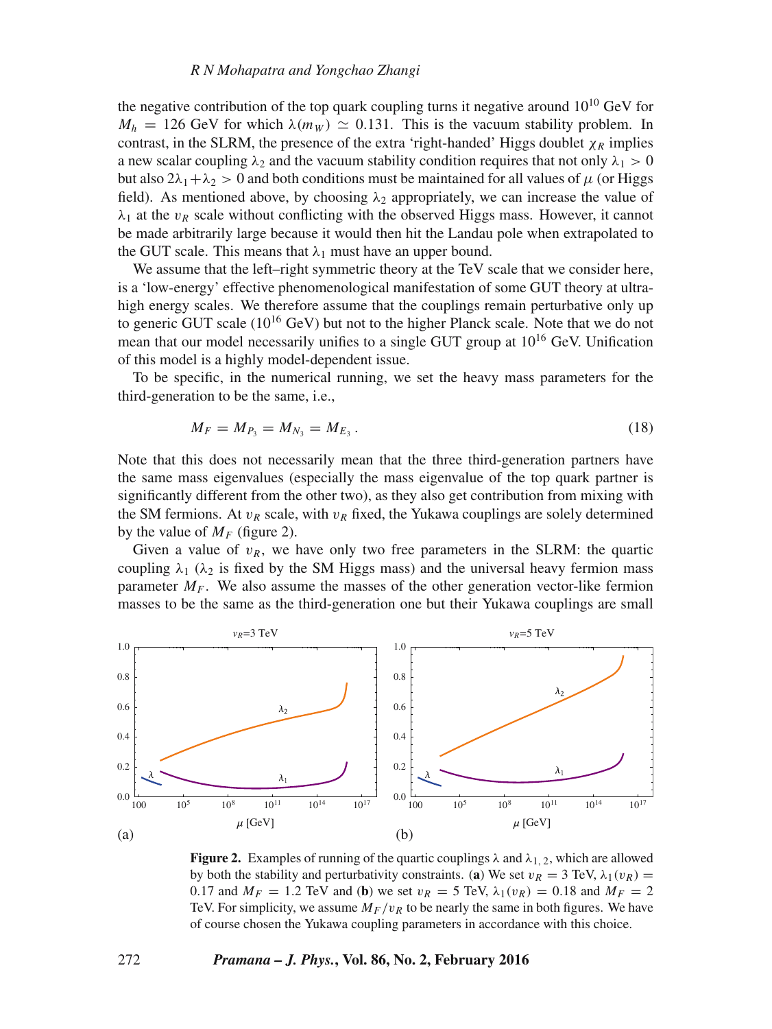the negative contribution of the top quark coupling turns it negative around $10^{10}$ GeV for $M_h = 126$ GeV for which $\lambda(m_W) \simeq 0.131$. This is the vacuum stability problem. In contrast, in the SLRM, the presence of the extra 'right-handed' Higgs doublet $\chi_R$ implies a new scalar coupling $\lambda_2$ and the vacuum stability condition requires that not only $\lambda_1 > 0$ but also $2\lambda_1 + \lambda_2 > 0$ and both conditions must be maintained for all values of $\mu$ (or Higgs field). As mentioned above, by choosing $\lambda_2$ appropriately, we can increase the value of $\lambda_1$ at the $v_R$ scale without conflicting with the observed Higgs mass. However, it cannot be made arbitrarily large because it would then hit the Landau pole when extrapolated to the GUT scale. This means that $\lambda_1$ must have an upper bound.

We assume that the left–right symmetric theory at the TeV scale that we consider here, is a 'low-energy' effective phenomenological manifestation of some GUT theory at ultra-high energy scales. We therefore assume that the couplings remain perturbative only up to generic GUT scale ($10^{16}$ GeV) but not to the higher Planck scale. Note that we do not mean that our model necessarily unifies to a single GUT group at $10^{16}$ GeV. Unification of this model is a highly model-dependent issue.

To be specific, in the numerical running, we set the heavy mass parameters for the third-generation to be the same, i.e.,

$$M_F = M_{P_3} = M_{N_3} = M_{E_3} . \tag{18}$$

Note that this does not necessarily mean that the three third-generation partners have the same mass eigenvalues (especially the mass eigenvalue of the top quark partner is significantly different from the other two), as they also get contribution from mixing with the SM fermions. At $v_R$ scale, with $v_R$ fixed, the Yukawa couplings are solely determined by the value of $M_F$ (figure 2).

Given a value of $v_R$, we have only two free parameters in the SLRM: the quartic coupling $\lambda_1$ ($\lambda_2$ is fixed by the SM Higgs mass) and the universal heavy fermion mass parameter $M_F$. We also assume the masses of the other generation vector-like fermion masses to be the same as the third-generation one but their Yukawa couplings are small

**Figure 2.** Examples of running of the quartic couplings $\lambda$ and $\lambda_{1,2}$, which are allowed by both the stability and perturbativity constraints. (**a**) We set $v_R = 3$ TeV, $\lambda_1(v_R) = 0.17$ and $M_F = 1.2$ TeV and (**b**) we set $v_R = 5$ TeV, $\lambda_1(v_R) = 0.18$ and $M_F = 2$ TeV. For simplicity, we assume $M_F/v_R$ to be nearly the same in both figures. We have of course chosen the Yukawa coupling parameters in accordance with this choice.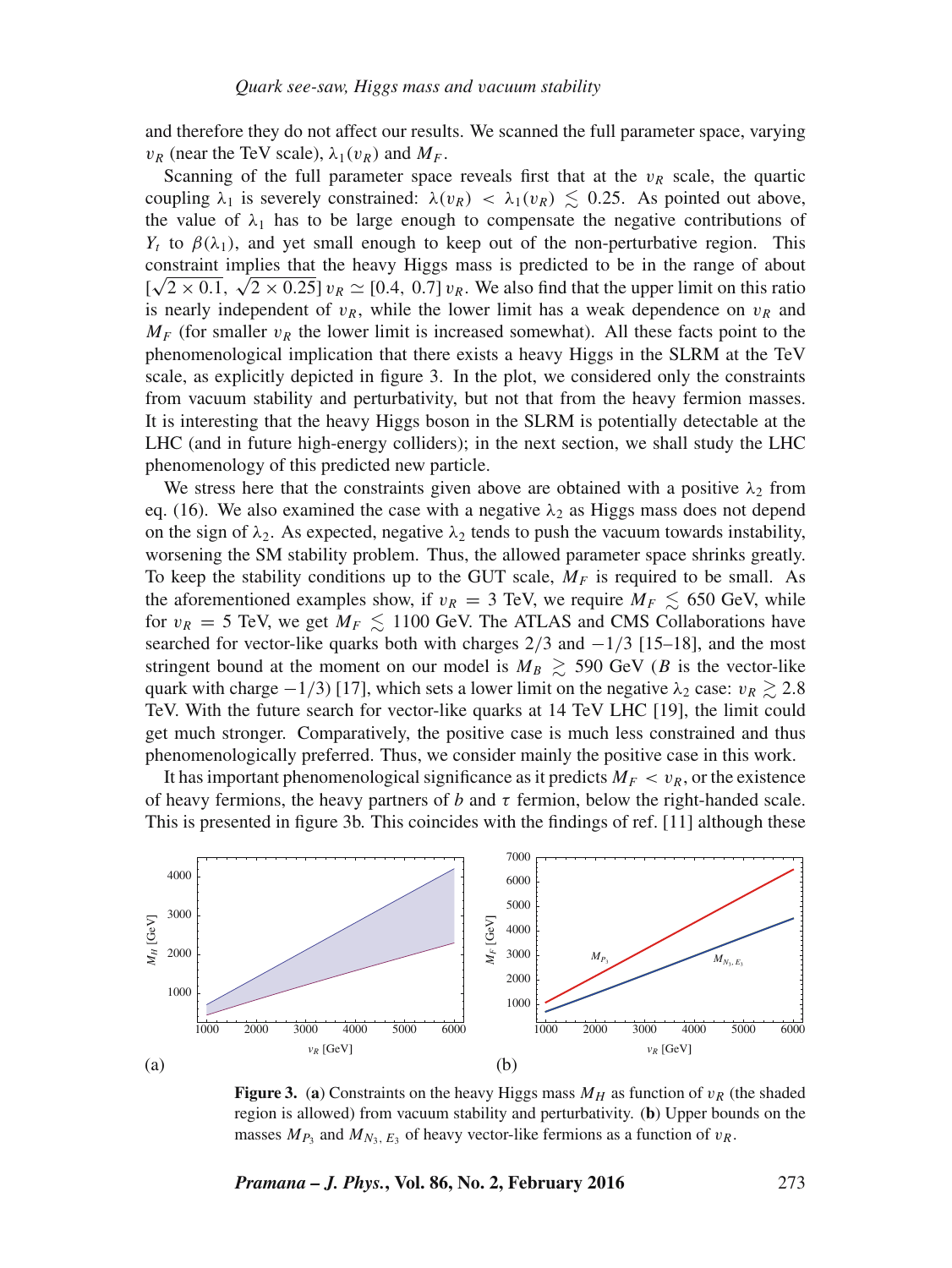and therefore they do not affect our results. We scanned the full parameter space, varying $v_R$ (near the TeV scale), $\lambda_1(v_R)$ and $M_F$.

Scanning of the full parameter space reveals first that at the $v_R$ scale, the quartic coupling $\lambda_1$ is severely constrained: $\lambda(v_R) < \lambda_1(v_R) \lesssim 0.25$. As pointed out above, the value of $\lambda_1$ has to be large enough to compensate the negative contributions of $Y_t$ to $\beta(\lambda_1)$, and yet small enough to keep out of the non-perturbative region. This constraint implies that the heavy Higgs mass is predicted to be in the range of about $[\sqrt{2 \times 0.1}, \sqrt{2 \times 0.25}]\, v_R \simeq [0.4,\ 0.7]\, v_R$. We also find that the upper limit on this ratio is nearly independent of $v_R$, while the lower limit has a weak dependence on $v_R$ and $M_F$ (for smaller $v_R$ the lower limit is increased somewhat). All these facts point to the phenomenological implication that there exists a heavy Higgs in the SLRM at the TeV scale, as explicitly depicted in figure 3. In the plot, we considered only the constraints from vacuum stability and perturbativity, but not that from the heavy fermion masses. It is interesting that the heavy Higgs boson in the SLRM is potentially detectable at the LHC (and in future high-energy colliders); in the next section, we shall study the LHC phenomenology of this predicted new particle.

We stress here that the constraints given above are obtained with a positive $\lambda_2$ from eq. (16). We also examined the case with a negative $\lambda_2$ as Higgs mass does not depend on the sign of $\lambda_2$. As expected, negative $\lambda_2$ tends to push the vacuum towards instability, worsening the SM stability problem. Thus, the allowed parameter space shrinks greatly. To keep the stability conditions up to the GUT scale, $M_F$ is required to be small. As the aforementioned examples show, if $v_R = 3$ TeV, we require $M_F \lesssim 650$ GeV, while for $v_R = 5$ TeV, we get $M_F \lesssim 1100$ GeV. The ATLAS and CMS Collaborations have searched for vector-like quarks both with charges $2/3$ and $-1/3$ [15–18], and the most stringent bound at the moment on our model is $M_B \gtrsim 590$ GeV ($B$ is the vector-like quark with charge $-1/3$) [17], which sets a lower limit on the negative $\lambda_2$ case: $v_R \gtrsim 2.8$ TeV. With the future search for vector-like quarks at 14 TeV LHC [19], the limit could get much stronger. Comparatively, the positive case is much less constrained and thus phenomenologically preferred. Thus, we consider mainly the positive case in this work.

It has important phenomenological significance as it predicts $M_F < v_R$, or the existence of heavy fermions, the heavy partners of $b$ and $\tau$ fermion, below the right-handed scale. This is presented in figure 3b. This coincides with the findings of ref. [11] although these

**Figure 3.** (**a**) Constraints on the heavy Higgs mass $M_H$ as function of $v_R$ (the shaded region is allowed) from vacuum stability and perturbativity. (**b**) Upper bounds on the masses $M_{P_3}$ and $M_{N_3,E_3}$ of heavy vector-like fermions as a function of $v_R$.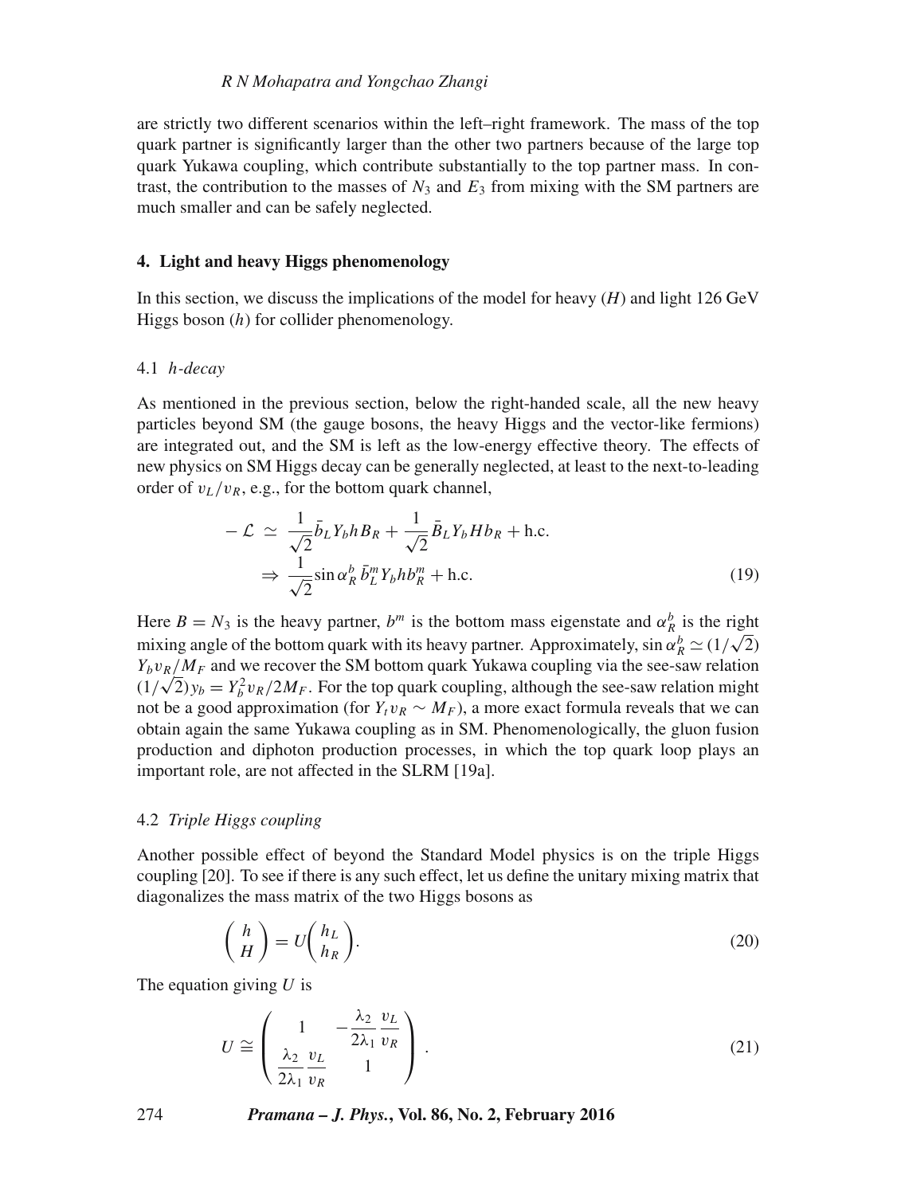are strictly two different scenarios within the left–right framework. The mass of the top quark partner is significantly larger than the other two partners because of the large top quark Yukawa coupling, which contribute substantially to the top partner mass. In contrast, the contribution to the masses of $N_3$ and $E_3$ from mixing with the SM partners are much smaller and can be safely neglected.

## 4. Light and heavy Higgs phenomenology

In this section, we discuss the implications of the model for heavy ($H$) and light 126 GeV Higgs boson ($h$) for collider phenomenology.

### 4.1 *h-decay*

As mentioned in the previous section, below the right-handed scale, all the new heavy particles beyond SM (the gauge bosons, the heavy Higgs and the vector-like fermions) are integrated out, and the SM is left as the low-energy effective theory. The effects of new physics on SM Higgs decay can be generally neglected, at least to the next-to-leading order of $v_L/v_R$, e.g., for the bottom quark channel,

$$
\begin{aligned}
-\mathcal{L} &\simeq \frac{1}{\sqrt{2}}\bar{b}_L Y_b h B_R + \frac{1}{\sqrt{2}}\bar{B}_L Y_b H b_R + \text{h.c.} \\
&\Rightarrow \frac{1}{\sqrt{2}}\sin\alpha_R^b\, \bar{b}_L^m Y_b h b_R^m + \text{h.c.}
\end{aligned} \tag{19}
$$

Here $B = N_3$ is the heavy partner, $b^m$ is the bottom mass eigenstate and $\alpha_R^b$ is the right mixing angle of the bottom quark with its heavy partner. Approximately, $\sin\alpha_R^b \simeq (1/\sqrt{2})$ $Y_b v_R/M_F$ and we recover the SM bottom quark Yukawa coupling via the see-saw relation $(1/\sqrt{2})y_b = Y_b^2 v_R/2M_F$. For the top quark coupling, although the see-saw relation might not be a good approximation (for $Y_t v_R \sim M_F$), a more exact formula reveals that we can obtain again the same Yukawa coupling as in SM. Phenomenologically, the gluon fusion production and diphoton production processes, in which the top quark loop plays an important role, are not affected in the SLRM [19a].

### 4.2 *Triple Higgs coupling*

Another possible effect of beyond the Standard Model physics is on the triple Higgs coupling [20]. To see if there is any such effect, let us define the unitary mixing matrix that diagonalizes the mass matrix of the two Higgs bosons as

$$
\begin{pmatrix} h \\ H \end{pmatrix} = U \begin{pmatrix} h_L \\ h_R \end{pmatrix}. \tag{20}
$$

The equation giving $U$ is

$$
U \cong \begin{pmatrix} 1 & -\dfrac{\lambda_2}{2\lambda_1}\dfrac{v_L}{v_R} \\ \dfrac{\lambda_2}{2\lambda_1}\dfrac{v_L}{v_R} & 1 \end{pmatrix}. \tag{21}
$$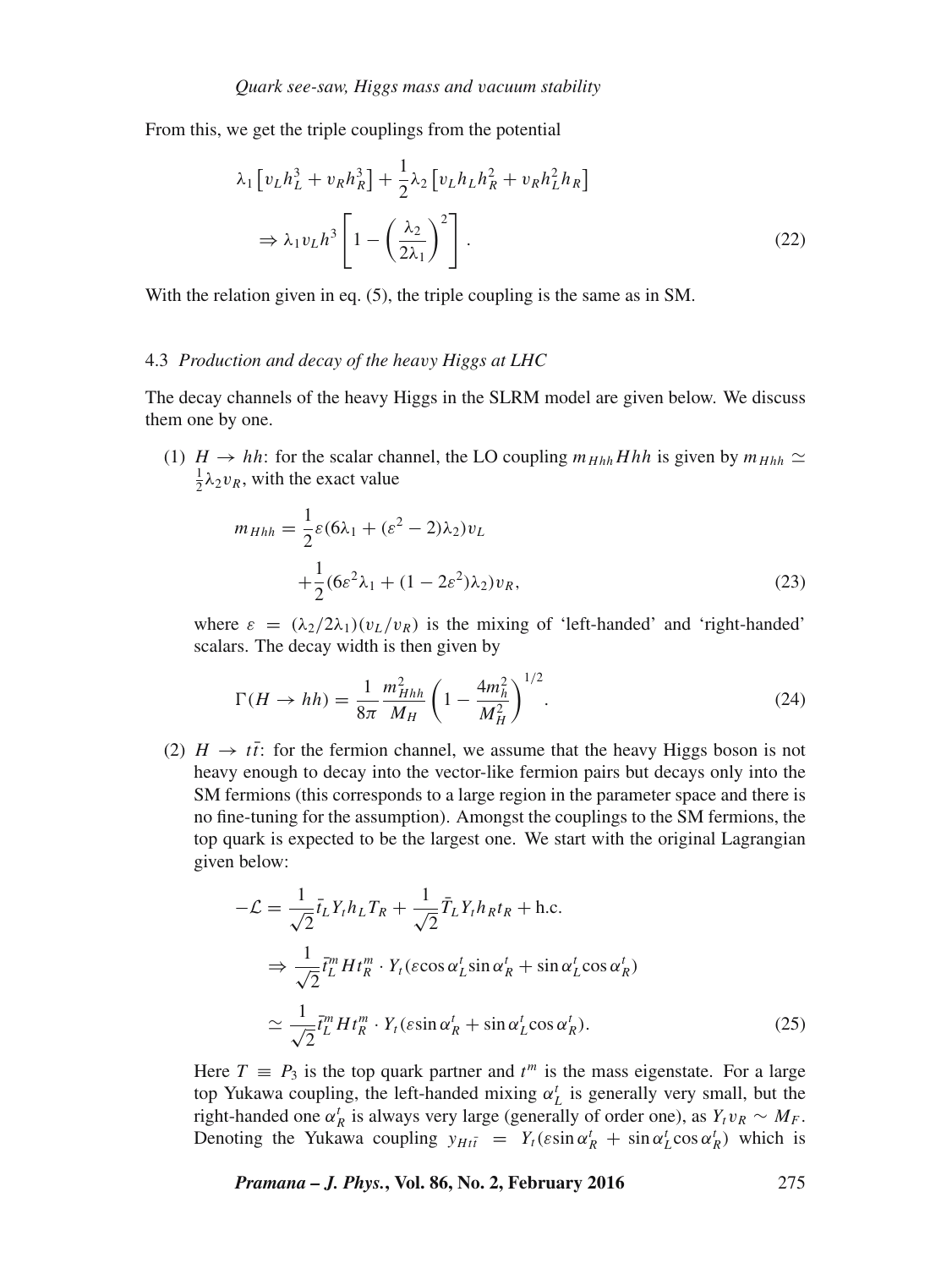From this, we get the triple couplings from the potential

$$\lambda_1 \left[ v_L h_L^3 + v_R h_R^3 \right] + \frac{1}{2}\lambda_2 \left[ v_L h_L h_R^2 + v_R h_L^2 h_R \right]$$
$$\Rightarrow \lambda_1 v_L h^3 \left[ 1 - \left( \frac{\lambda_2}{2\lambda_1} \right)^2 \right]. \tag{22}$$

With the relation given in eq. (5), the triple coupling is the same as in SM.

### 4.3 *Production and decay of the heavy Higgs at LHC*

The decay channels of the heavy Higgs in the SLRM model are given below. We discuss them one by one.

(1) $H \to hh$: for the scalar channel, the LO coupling $m_{Hhh} Hhh$ is given by $m_{Hhh} \simeq \frac{1}{2}\lambda_2 v_R$, with the exact value

$$m_{Hhh} = \frac{1}{2}\varepsilon(6\lambda_1 + (\varepsilon^2 - 2)\lambda_2) v_L$$
$$+ \frac{1}{2}(6\varepsilon^2\lambda_1 + (1 - 2\varepsilon^2)\lambda_2) v_R, \tag{23}$$

where $\varepsilon = (\lambda_2/2\lambda_1)(v_L/v_R)$ is the mixing of 'left-handed' and 'right-handed' scalars. The decay width is then given by

$$\Gamma(H \to hh) = \frac{1}{8\pi} \frac{m_{Hhh}^2}{M_H} \left( 1 - \frac{4m_h^2}{M_H^2} \right)^{1/2}. \tag{24}$$

(2) $H \to t\bar{t}$: for the fermion channel, we assume that the heavy Higgs boson is not heavy enough to decay into the vector-like fermion pairs but decays only into the SM fermions (this corresponds to a large region in the parameter space and there is no fine-tuning for the assumption). Amongst the couplings to the SM fermions, the top quark is expected to be the largest one. We start with the original Lagrangian given below:

$$-\mathcal{L} = \frac{1}{\sqrt{2}} \bar{t}_L Y_t h_L T_R + \frac{1}{\sqrt{2}} \bar{T}_L Y_t h_R t_R + \text{h.c.}$$
$$\Rightarrow \frac{1}{\sqrt{2}} \bar{t}_L^m H t_R^m \cdot Y_t (\varepsilon \cos\alpha_L^t \sin\alpha_R^t + \sin\alpha_L^t \cos\alpha_R^t)$$
$$\simeq \frac{1}{\sqrt{2}} \bar{t}_L^m H t_R^m \cdot Y_t (\varepsilon \sin\alpha_R^t + \sin\alpha_L^t \cos\alpha_R^t). \tag{25}$$

Here $T \equiv P_3$ is the top quark partner and $t^m$ is the mass eigenstate. For a large top Yukawa coupling, the left-handed mixing $\alpha_L^t$ is generally very small, but the right-handed one $\alpha_R^t$ is always very large (generally of order one), as $Y_t v_R \sim M_F$. Denoting the Yukawa coupling $y_{Ht\bar{t}} = Y_t(\varepsilon \sin\alpha_R^t + \sin\alpha_L^t \cos\alpha_R^t)$ which is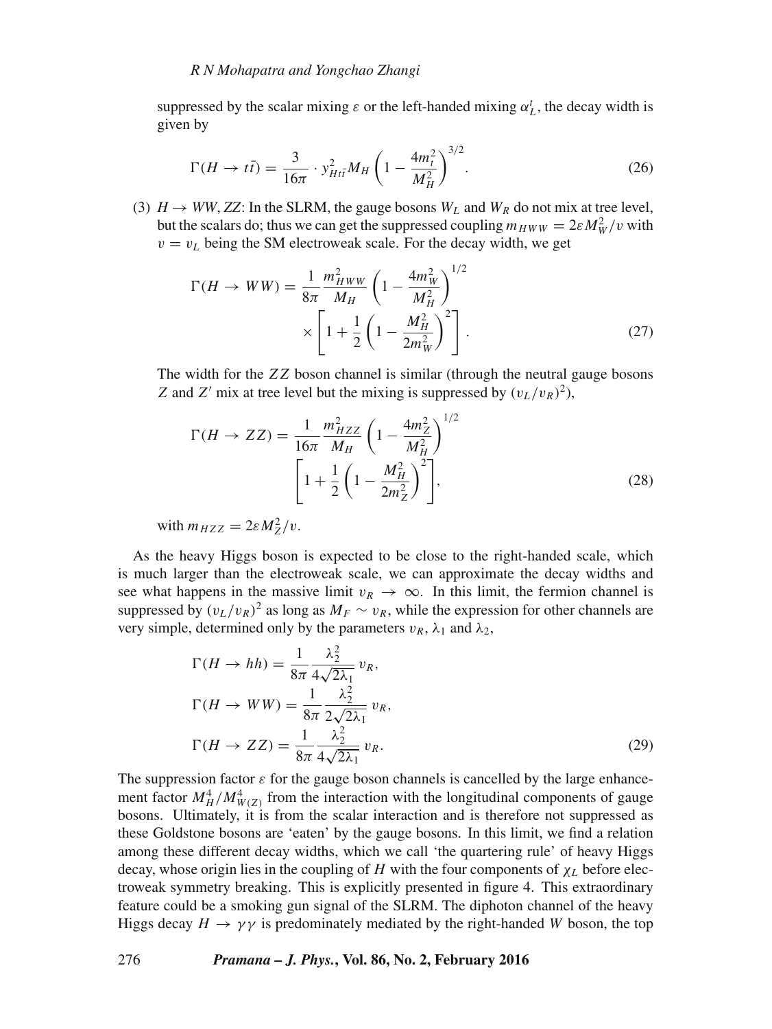suppressed by the scalar mixing $\varepsilon$ or the left-handed mixing $\alpha_L^t$, the decay width is given by

$$\Gamma(H \to t\bar{t}) = \frac{3}{16\pi} \cdot y_{Ht\bar{t}}^2 M_H \left(1 - \frac{4m_t^2}{M_H^2}\right)^{3/2}. \tag{26}$$

(3) $H \to WW, ZZ$: In the SLRM, the gauge bosons $W_L$ and $W_R$ do not mix at tree level, but the scalars do; thus we can get the suppressed coupling $m_{HWW} = 2\varepsilon M_W^2/v$ with $v = v_L$ being the SM electroweak scale. For the decay width, we get

$$\Gamma(H \to WW) = \frac{1}{8\pi} \frac{m_{HWW}^2}{M_H} \left(1 - \frac{4m_W^2}{M_H^2}\right)^{1/2} \times \left[1 + \frac{1}{2}\left(1 - \frac{M_H^2}{2m_W^2}\right)^2\right]. \tag{27}$$

The width for the $ZZ$ boson channel is similar (through the neutral gauge bosons $Z$ and $Z'$ mix at tree level but the mixing is suppressed by $(v_L/v_R)^2$),

$$\Gamma(H \to ZZ) = \frac{1}{16\pi} \frac{m_{HZZ}^2}{M_H} \left(1 - \frac{4m_Z^2}{M_H^2}\right)^{1/2} \left[1 + \frac{1}{2}\left(1 - \frac{M_H^2}{2m_Z^2}\right)^2\right], \tag{28}$$

with $m_{HZZ} = 2\varepsilon M_Z^2/v$.

As the heavy Higgs boson is expected to be close to the right-handed scale, which is much larger than the electroweak scale, we can approximate the decay widths and see what happens in the massive limit $v_R \to \infty$. In this limit, the fermion channel is suppressed by $(v_L/v_R)^2$ as long as $M_F \sim v_R$, while the expression for other channels are very simple, determined only by the parameters $v_R$, $\lambda_1$ and $\lambda_2$,

$$\begin{aligned}
\Gamma(H \to hh) &= \frac{1}{8\pi} \frac{\lambda_2^2}{4\sqrt{2\lambda_1}} v_R, \\
\Gamma(H \to WW) &= \frac{1}{8\pi} \frac{\lambda_2^2}{2\sqrt{2\lambda_1}} v_R, \\
\Gamma(H \to ZZ) &= \frac{1}{8\pi} \frac{\lambda_2^2}{4\sqrt{2\lambda_1}} v_R.
\end{aligned} \tag{29}$$

The suppression factor $\varepsilon$ for the gauge boson channels is cancelled by the large enhancement factor $M_H^4/M_{W(Z)}^4$ from the interaction with the longitudinal components of gauge bosons. Ultimately, it is from the scalar interaction and is therefore not suppressed as these Goldstone bosons are 'eaten' by the gauge bosons. In this limit, we find a relation among these different decay widths, which we call 'the quartering rule' of heavy Higgs decay, whose origin lies in the coupling of $H$ with the four components of $\chi_L$ before electroweak symmetry breaking. This is explicitly presented in figure 4. This extraordinary feature could be a smoking gun signal of the SLRM. The diphoton channel of the heavy Higgs decay $H \to \gamma\gamma$ is predominately mediated by the right-handed $W$ boson, the top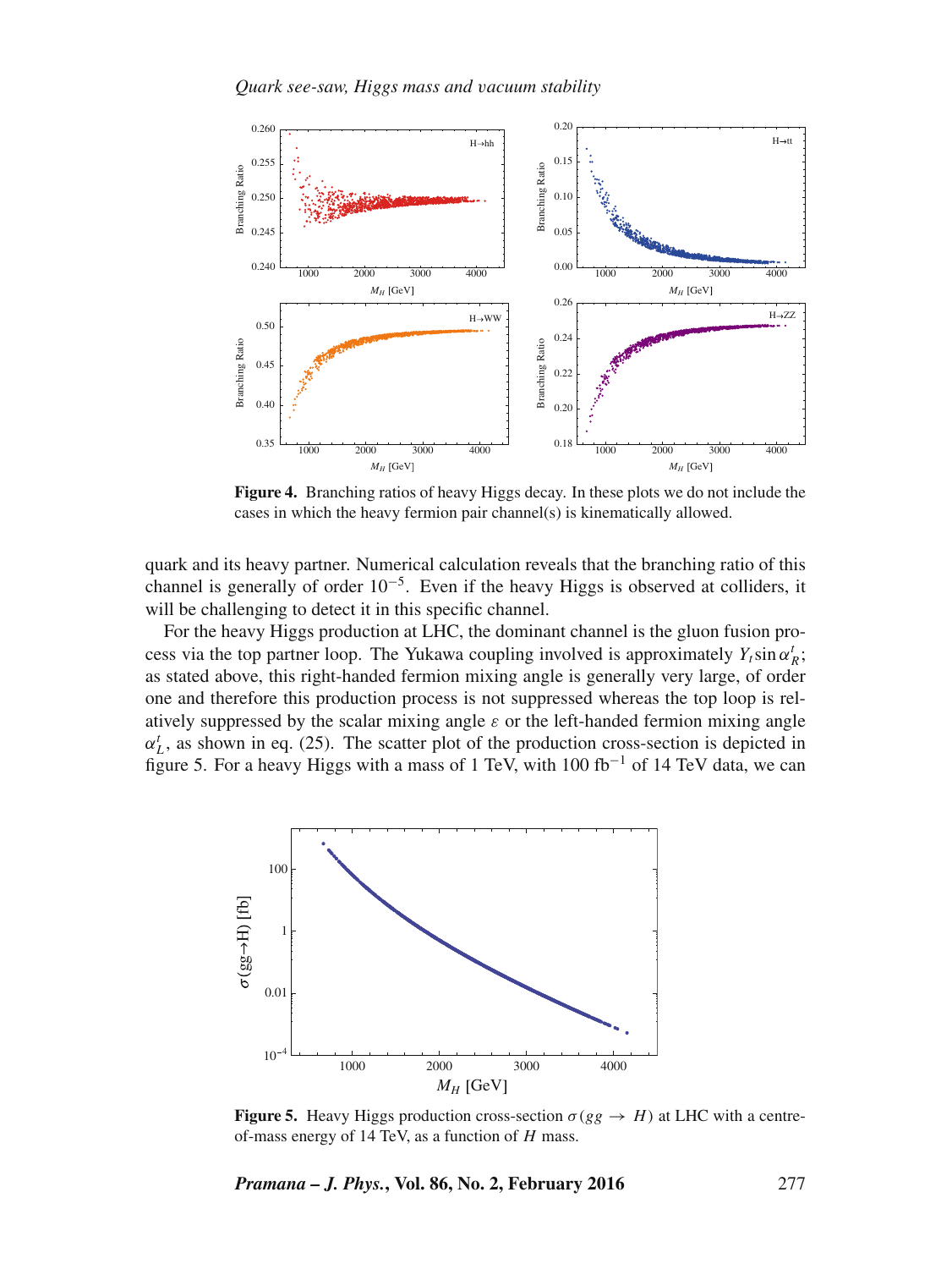Figure 4. Branching ratios of heavy Higgs decay. In these plots we do not include the cases in which the heavy fermion pair channel(s) is kinematically allowed.

quark and its heavy partner. Numerical calculation reveals that the branching ratio of this channel is generally of order $10^{-5}$. Even if the heavy Higgs is observed at colliders, it will be challenging to detect it in this specific channel.

For the heavy Higgs production at LHC, the dominant channel is the gluon fusion process via the top partner loop. The Yukawa coupling involved is approximately $Y_t \sin\alpha_R^t$; as stated above, this right-handed fermion mixing angle is generally very large, of order one and therefore this production process is not suppressed whereas the top loop is relatively suppressed by the scalar mixing angle $\varepsilon$ or the left-handed fermion mixing angle $\alpha_L^t$, as shown in eq. (25). The scatter plot of the production cross-section is depicted in figure 5. For a heavy Higgs with a mass of 1 TeV, with 100 fb$^{-1}$ of 14 TeV data, we can

Figure 5. Heavy Higgs production cross-section $\sigma(gg \to H)$ at LHC with a centre-of-mass energy of 14 TeV, as a function of $H$ mass.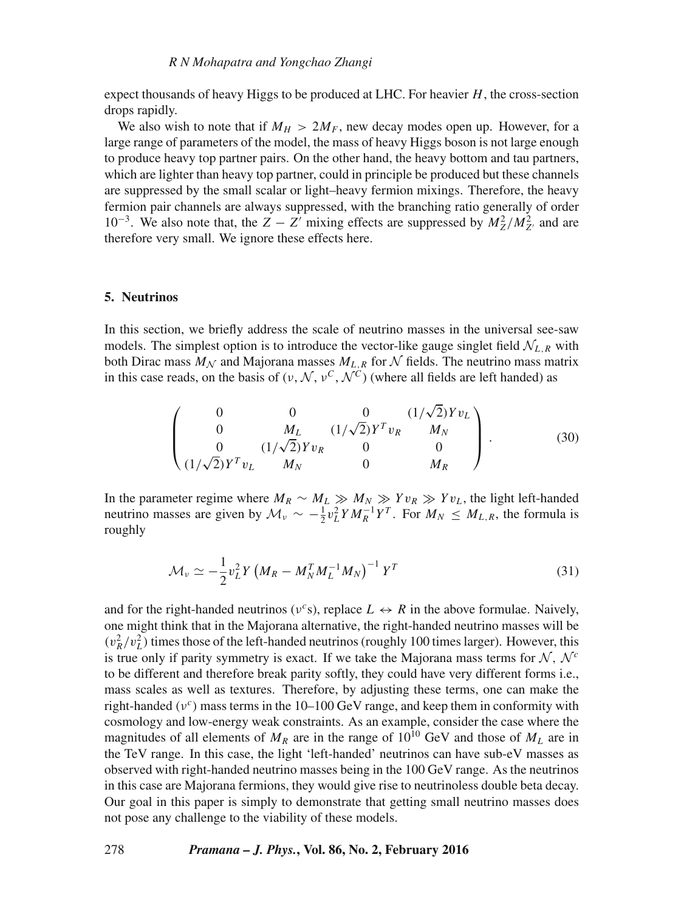expect thousands of heavy Higgs to be produced at LHC. For heavier $H$, the cross-section drops rapidly.

We also wish to note that if $M_H > 2M_F$, new decay modes open up. However, for a large range of parameters of the model, the mass of heavy Higgs boson is not large enough to produce heavy top partner pairs. On the other hand, the heavy bottom and tau partners, which are lighter than heavy top partner, could in principle be produced but these channels are suppressed by the small scalar or light–heavy fermion mixings. Therefore, the heavy fermion pair channels are always suppressed, with the branching ratio generally of order $10^{-3}$. We also note that, the $Z - Z'$ mixing effects are suppressed by $M_Z^2/M_{Z'}^2$ and are therefore very small. We ignore these effects here.

## 5. Neutrinos

In this section, we briefly address the scale of neutrino masses in the universal see-saw models. The simplest option is to introduce the vector-like gauge singlet field $\mathcal{N}_{L,R}$ with both Dirac mass $M_{\mathcal{N}}$ and Majorana masses $M_{L,R}$ for $\mathcal{N}$ fields. The neutrino mass matrix in this case reads, on the basis of $(\nu, \mathcal{N}, \nu^C, \mathcal{N}^C)$ (where all fields are left handed) as

$$\begin{pmatrix} 0 & 0 & 0 & (1/\sqrt{2})Yv_L \\ 0 & M_L & (1/\sqrt{2})Y^T v_R & M_N \\ 0 & (1/\sqrt{2})Yv_R & 0 & 0 \\ (1/\sqrt{2})Y^T v_L & M_N & 0 & M_R \end{pmatrix}. \tag{30}$$

In the parameter regime where $M_R \sim M_L \gg M_N \gg Yv_R \gg Yv_L$, the light left-handed neutrino masses are given by $\mathcal{M}_\nu \sim -\frac{1}{2}v_L^2 Y M_R^{-1} Y^T$. For $M_N \le M_{L,R}$, the formula is roughly

$$\mathcal{M}_\nu \simeq -\frac{1}{2}v_L^2 Y \left(M_R - M_N^T M_L^{-1} M_N\right)^{-1} Y^T \tag{31}$$

and for the right-handed neutrinos ($\nu^c$s), replace $L \leftrightarrow R$ in the above formulae. Naively, one might think that in the Majorana alternative, the right-handed neutrino masses will be $(v_R^2/v_L^2)$ times those of the left-handed neutrinos (roughly 100 times larger). However, this is true only if parity symmetry is exact. If we take the Majorana mass terms for $\mathcal{N}$, $\mathcal{N}^c$ to be different and therefore break parity softly, they could have very different forms i.e., mass scales as well as textures. Therefore, by adjusting these terms, one can make the right-handed ($\nu^c$) mass terms in the 10–100 GeV range, and keep them in conformity with cosmology and low-energy weak constraints. As an example, consider the case where the magnitudes of all elements of $M_R$ are in the range of $10^{10}$ GeV and those of $M_L$ are in the TeV range. In this case, the light 'left-handed' neutrinos can have sub-eV masses as observed with right-handed neutrino masses being in the 100 GeV range. As the neutrinos in this case are Majorana fermions, they would give rise to neutrinoless double beta decay. Our goal in this paper is simply to demonstrate that getting small neutrino masses does not pose any challenge to the viability of these models.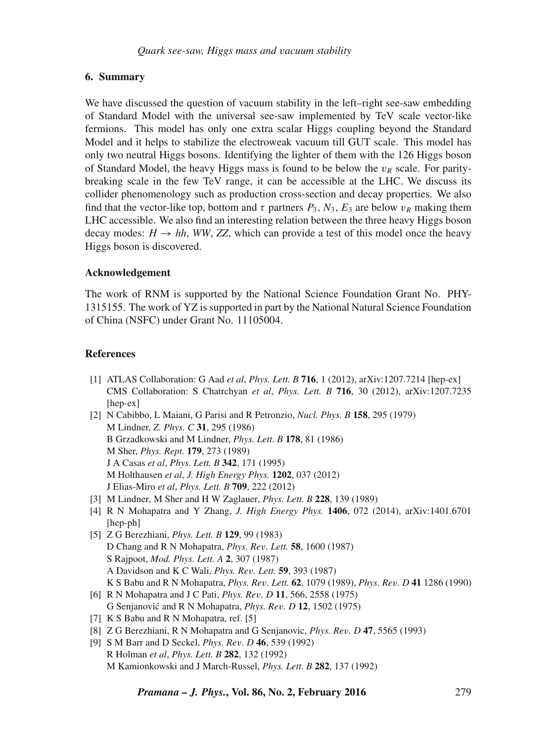## 6. Summary

We have discussed the question of vacuum stability in the left–right see-saw embedding of Standard Model with the universal see-saw implemented by TeV scale vector-like fermions. This model has only one extra scalar Higgs coupling beyond the Standard Model and it helps to stabilize the electroweak vacuum till GUT scale. This model has only two neutral Higgs bosons. Identifying the lighter of them with the 126 Higgs boson of Standard Model, the heavy Higgs mass is found to be below the $v_R$ scale. For parity-breaking scale in the few TeV range, it can be accessible at the LHC. We discuss its collider phenomenology such as production cross-section and decay properties. We also find that the vector-like top, bottom and $\tau$ partners $P_3$, $N_3$, $E_3$ are below $v_R$ making them LHC accessible. We also find an interesting relation between the three heavy Higgs boson decay modes: $H \to hh$, $WW$, $ZZ$, which can provide a test of this model once the heavy Higgs boson is discovered.

### Acknowledgement

The work of RNM is supported by the National Science Foundation Grant No. PHY-1315155. The work of YZ is supported in part by the National Natural Science Foundation of China (NSFC) under Grant No. 11105004.

### References

[1] ATLAS Collaboration: G Aad *et al*, *Phys. Lett. B* **716**, 1 (2012), arXiv:1207.7214 [hep-ex]
CMS Collaboration: S Chatrchyan *et al*, *Phys. Lett. B* **716**, 30 (2012), arXiv:1207.7235 [hep-ex]

[2] N Cabibbo, L Maiani, G Parisi and R Petronzio, *Nucl. Phys. B* **158**, 295 (1979)
M Lindner, *Z. Phys. C* **31**, 295 (1986)
B Grzadkowski and M Lindner, *Phys. Lett. B* **178**, 81 (1986)
M Sher, *Phys. Rept.* **179**, 273 (1989)
J A Casas *et al*, *Phys. Lett. B* **342**, 171 (1995)
M Holthausen *et al*, *J. High Energy Phys.* **1202**, 037 (2012)
J Elias-Miro *et al*, *Phys. Lett. B* **709**, 222 (2012)

[3] M Lindner, M Sher and H W Zaglauer, *Phys. Lett. B* **228**, 139 (1989)

[4] R N Mohapatra and Y Zhang, *J. High Energy Phys.* **1406**, 072 (2014), arXiv:1401.6701 [hep-ph]

[5] Z G Berezhiani, *Phys. Lett. B* **129**, 99 (1983)
D Chang and R N Mohapatra, *Phys. Rev. Lett.* **58**, 1600 (1987)
S Rajpoot, *Mod. Phys. Lett. A* **2**, 307 (1987)
A Davidson and K C Wali, *Phys. Rev. Lett.* **59**, 393 (1987)
K S Babu and R N Mohapatra, *Phys. Rev. Lett.* **62**, 1079 (1989), *Phys. Rev. D* **41** 1286 (1990)

[6] R N Mohapatra and J C Pati, *Phys. Rev. D* **11**, 566, 2558 (1975)
G Senjanović and R N Mohapatra, *Phys. Rev. D* **12**, 1502 (1975)

[7] K S Babu and R N Mohapatra, ref. [5]

[8] Z G Berezhiani, R N Mohapatra and G Senjanovic, *Phys. Rev. D* **47**, 5565 (1993)

[9] S M Barr and D Seckel, *Phys. Rev. D* **46**, 539 (1992)
R Holman *et al*, *Phys. Lett. B* **282**, 132 (1992)
M Kamionkowski and J March-Russel, *Phys. Lett. B* **282**, 137 (1992)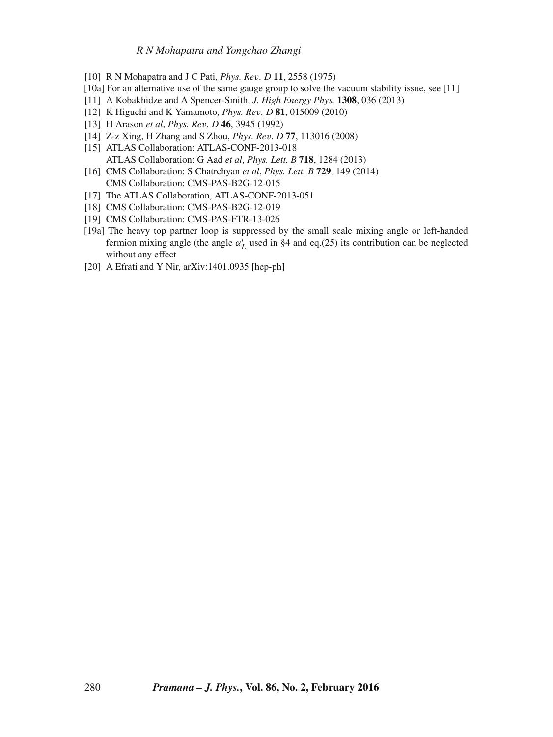[10] R N Mohapatra and J C Pati, *Phys. Rev. D* **11**, 2558 (1975)

[10a] For an alternative use of the same gauge group to solve the vacuum stability issue, see [11]

[11] A Kobakhidze and A Spencer-Smith, *J. High Energy Phys.* **1308**, 036 (2013)

[12] K Higuchi and K Yamamoto, *Phys. Rev. D* **81**, 015009 (2010)

[13] H Arason *et al*, *Phys. Rev. D* **46**, 3945 (1992)

[14] Z-z Xing, H Zhang and S Zhou, *Phys. Rev. D* **77**, 113016 (2008)

[15] ATLAS Collaboration: ATLAS-CONF-2013-018
ATLAS Collaboration: G Aad *et al*, *Phys. Lett. B* **718**, 1284 (2013)

[16] CMS Collaboration: S Chatrchyan *et al*, *Phys. Lett. B* **729**, 149 (2014)
CMS Collaboration: CMS-PAS-B2G-12-015

[17] The ATLAS Collaboration, ATLAS-CONF-2013-051

[18] CMS Collaboration: CMS-PAS-B2G-12-019

[19] CMS Collaboration: CMS-PAS-FTR-13-026

[19a] The heavy top partner loop is suppressed by the small scale mixing angle or left-handed fermion mixing angle (the angle $\alpha_L^t$ used in §4 and eq.(25) its contribution can be neglected without any effect

[20] A Efrati and Y Nir, arXiv:1401.0935 [hep-ph]